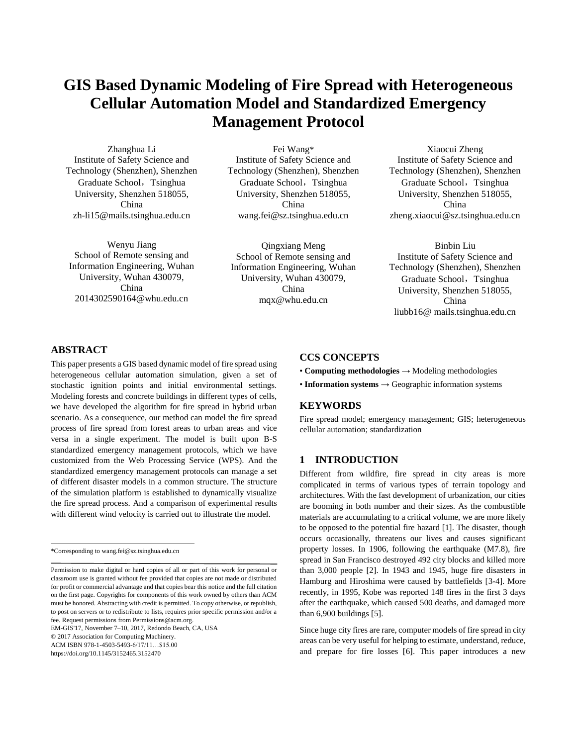# GIS Based Dynamic Modeling of Fire Spread with Heterogeneous Cellular Automation Model and Standardized Emergency Management Protocol

Zhanghua Li
Institute of Safety Science and Technology (Shenzhen), Shenzhen Graduate School, Tsinghua University, Shenzhen 518055, China
zh-li15@mails.tsinghua.edu.cn

Fei Wang*
Institute of Safety Science and Technology (Shenzhen), Shenzhen Graduate School, Tsinghua University, Shenzhen 518055, China
wang.fei@sz.tsinghua.edu.cn

Xiaocui Zheng
Institute of Safety Science and Technology (Shenzhen), Shenzhen Graduate School, Tsinghua University, Shenzhen 518055, China
zheng.xiaocui@sz.tsinghua.edu.cn

Wenyu Jiang
School of Remote sensing and Information Engineering, Wuhan University, Wuhan 430079, China
2014302590164@whu.edu.cn

Qingxiang Meng
School of Remote sensing and Information Engineering, Wuhan University, Wuhan 430079, China
mqx@whu.edu.cn

Binbin Liu
Institute of Safety Science and Technology (Shenzhen), Shenzhen Graduate School, Tsinghua University, Shenzhen 518055, China
liubb16@ mails.tsinghua.edu.cn

## ABSTRACT

This paper presents a GIS based dynamic model of fire spread using heterogeneous cellular automation simulation, given a set of stochastic ignition points and initial environmental settings. Modeling forests and concrete buildings in different types of cells, we have developed the algorithm for fire spread in hybrid urban scenario. As a consequence, our method can model the fire spread process of fire spread from forest areas to urban areas and vice versa in a single experiment. The model is built upon B-S standardized emergency management protocols, which we have customized from the Web Processing Service (WPS). And the standardized emergency management protocols can manage a set of different disaster models in a common structure. The structure of the simulation platform is established to dynamically visualize the fire spread process. And a comparison of experimental results with different wind velocity is carried out to illustrate the model.

*Corresponding to wang.fei@sz.tsinghua.edu.cn

Permission to make digital or hard copies of all or part of this work for personal or classroom use is granted without fee provided that copies are not made or distributed for profit or commercial advantage and that copies bear this notice and the full citation on the first page. Copyrights for components of this work owned by others than ACM must be honored. Abstracting with credit is permitted. To copy otherwise, or republish, to post on servers or to redistribute to lists, requires prior specific permission and/or a fee. Request permissions from Permissions@acm.org.
EM-GIS'17, November 7–10, 2017, Redondo Beach, CA, USA
© 2017 Association for Computing Machinery.
ACM ISBN 978-1-4503-5493-6/17/11…$15.00
https://doi.org/10.1145/3152465.3152470

## CCS CONCEPTS

- **Computing methodologies** → Modeling methodologies
- **Information systems** → Geographic information systems

## KEYWORDS

Fire spread model; emergency management; GIS; heterogeneous cellular automation; standardization

## 1 INTRODUCTION

Different from wildfire, fire spread in city areas is more complicated in terms of various types of terrain topology and architectures. With the fast development of urbanization, our cities are booming in both number and their sizes. As the combustible materials are accumulating to a critical volume, we are more likely to be opposed to the potential fire hazard [1]. The disaster, though occurs occasionally, threatens our lives and causes significant property losses. In 1906, following the earthquake (M7.8), fire spread in San Francisco destroyed 492 city blocks and killed more than 3,000 people [2]. In 1943 and 1945, huge fire disasters in Hamburg and Hiroshima were caused by battlefields [3-4]. More recently, in 1995, Kobe was reported 148 fires in the first 3 days after the earthquake, which caused 500 deaths, and damaged more than 6,900 buildings [5].

Since huge city fires are rare, computer models of fire spread in city areas can be very useful for helping to estimate, understand, reduce, and prepare for fire losses [6]. This paper introduces a new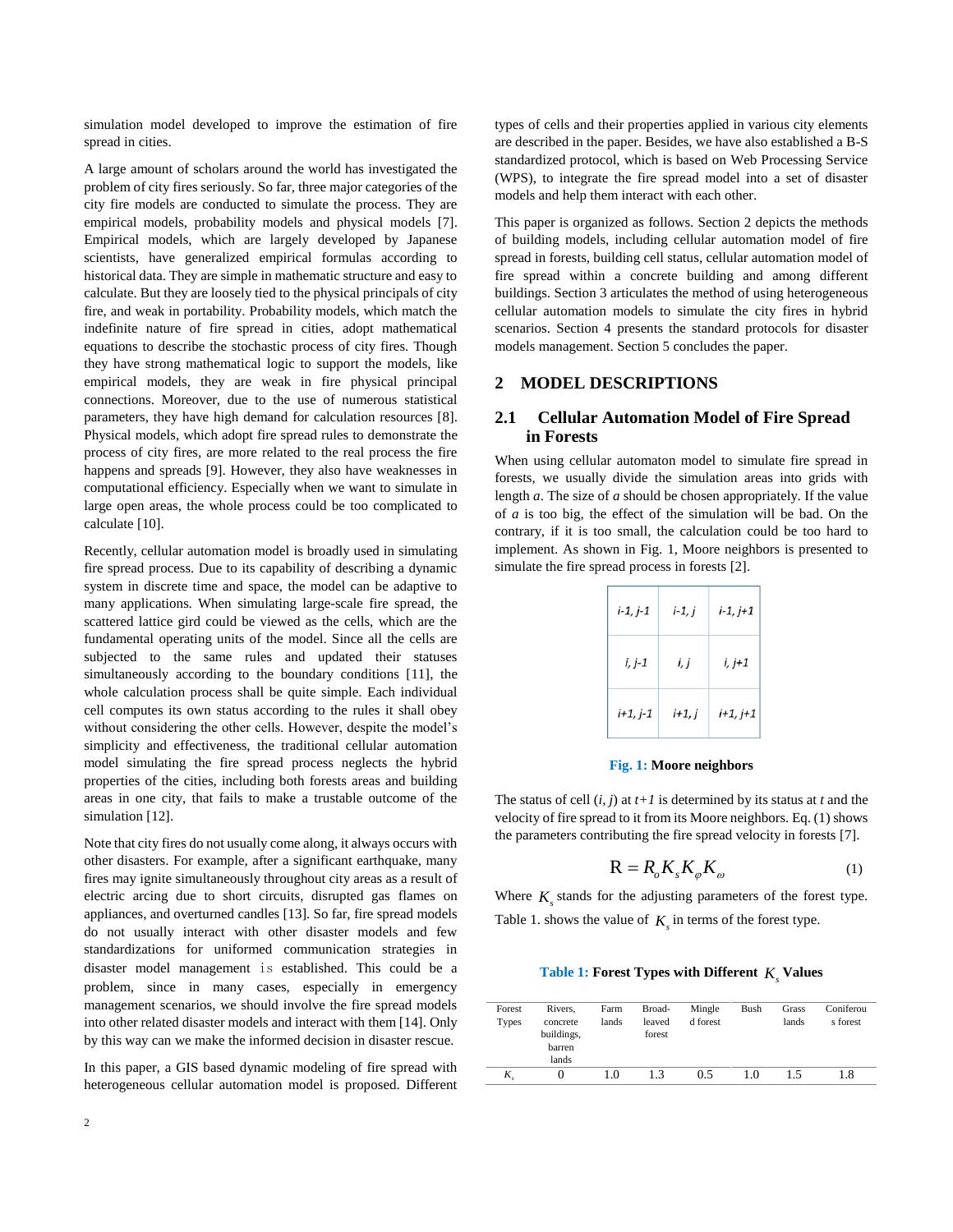simulation model developed to improve the estimation of fire spread in cities.

A large amount of scholars around the world has investigated the problem of city fires seriously. So far, three major categories of the city fire models are conducted to simulate the process. They are empirical models, probability models and physical models [7]. Empirical models, which are largely developed by Japanese scientists, have generalized empirical formulas according to historical data. They are simple in mathematic structure and easy to calculate. But they are loosely tied to the physical principals of city fire, and weak in portability. Probability models, which match the indefinite nature of fire spread in cities, adopt mathematical equations to describe the stochastic process of city fires. Though they have strong mathematical logic to support the models, like empirical models, they are weak in fire physical principal connections. Moreover, due to the use of numerous statistical parameters, they have high demand for calculation resources [8]. Physical models, which adopt fire spread rules to demonstrate the process of city fires, are more related to the real process the fire happens and spreads [9]. However, they also have weaknesses in computational efficiency. Especially when we want to simulate in large open areas, the whole process could be too complicated to calculate [10].

Recently, cellular automation model is broadly used in simulating fire spread process. Due to its capability of describing a dynamic system in discrete time and space, the model can be adaptive to many applications. When simulating large-scale fire spread, the scattered lattice gird could be viewed as the cells, which are the fundamental operating units of the model. Since all the cells are subjected to the same rules and updated their statuses simultaneously according to the boundary conditions [11], the whole calculation process shall be quite simple. Each individual cell computes its own status according to the rules it shall obey without considering the other cells. However, despite the model's simplicity and effectiveness, the traditional cellular automation model simulating the fire spread process neglects the hybrid properties of the cities, including both forests areas and building areas in one city, that fails to make a trustable outcome of the simulation [12].

Note that city fires do not usually come along, it always occurs with other disasters. For example, after a significant earthquake, many fires may ignite simultaneously throughout city areas as a result of electric arcing due to short circuits, disrupted gas flames on appliances, and overturned candles [13]. So far, fire spread models do not usually interact with other disaster models and few standardizations for uniformed communication strategies in disaster model management is established. This could be a problem, since in many cases, especially in emergency management scenarios, we should involve the fire spread models into other related disaster models and interact with them [14]. Only by this way can we make the informed decision in disaster rescue.

In this paper, a GIS based dynamic modeling of fire spread with heterogeneous cellular automation model is proposed. Different types of cells and their properties applied in various city elements are described in the paper. Besides, we have also established a B-S standardized protocol, which is based on Web Processing Service (WPS), to integrate the fire spread model into a set of disaster models and help them interact with each other.

This paper is organized as follows. Section 2 depicts the methods of building models, including cellular automation model of fire spread in forests, building cell status, cellular automation model of fire spread within a concrete building and among different buildings. Section 3 articulates the method of using heterogeneous cellular automation models to simulate the city fires in hybrid scenarios. Section 4 presents the standard protocols for disaster models management. Section 5 concludes the paper.

## 2 MODEL DESCRIPTIONS

### 2.1 Cellular Automation Model of Fire Spread in Forests

When using cellular automaton model to simulate fire spread in forests, we usually divide the simulation areas into grids with length *a*. The size of *a* should be chosen appropriately. If the value of *a* is too big, the effect of the simulation will be bad. On the contrary, if it is too small, the calculation could be too hard to implement. As shown in Fig. 1, Moore neighbors is presented to simulate the fire spread process in forests [2].

| | | |
|---|---|---|
| *i-1, j-1* | *i-1, j* | *i-1, j+1* |
| *i, j-1* | *i, j* | *i, j+1* |
| *i+1, j-1* | *i+1, j* | *i+1, j+1* |

**Fig. 1: Moore neighbors**

The status of cell (*i, j*) at *t+1* is determined by its status at *t* and the velocity of fire spread to it from its Moore neighbors. Eq. (1) shows the parameters contributing the fire spread velocity in forests [7].

$$R = R_o K_s K_\varphi K_\omega \tag{1}$$

Where $K_s$ stands for the adjusting parameters of the forest type. Table 1. shows the value of $K_s$ in terms of the forest type.

**Table 1: Forest Types with Different $K_s$ Values**

| Forest Types | Rivers, concrete buildings, barren lands | Farm lands | Broad-leaved forest | Mingled forest | Bush | Grass lands | Coniferous forest |
|---|---|---|---|---|---|---|---|
| $K_s$ | 0 | 1.0 | 1.3 | 0.5 | 1.0 | 1.5 | 1.8 |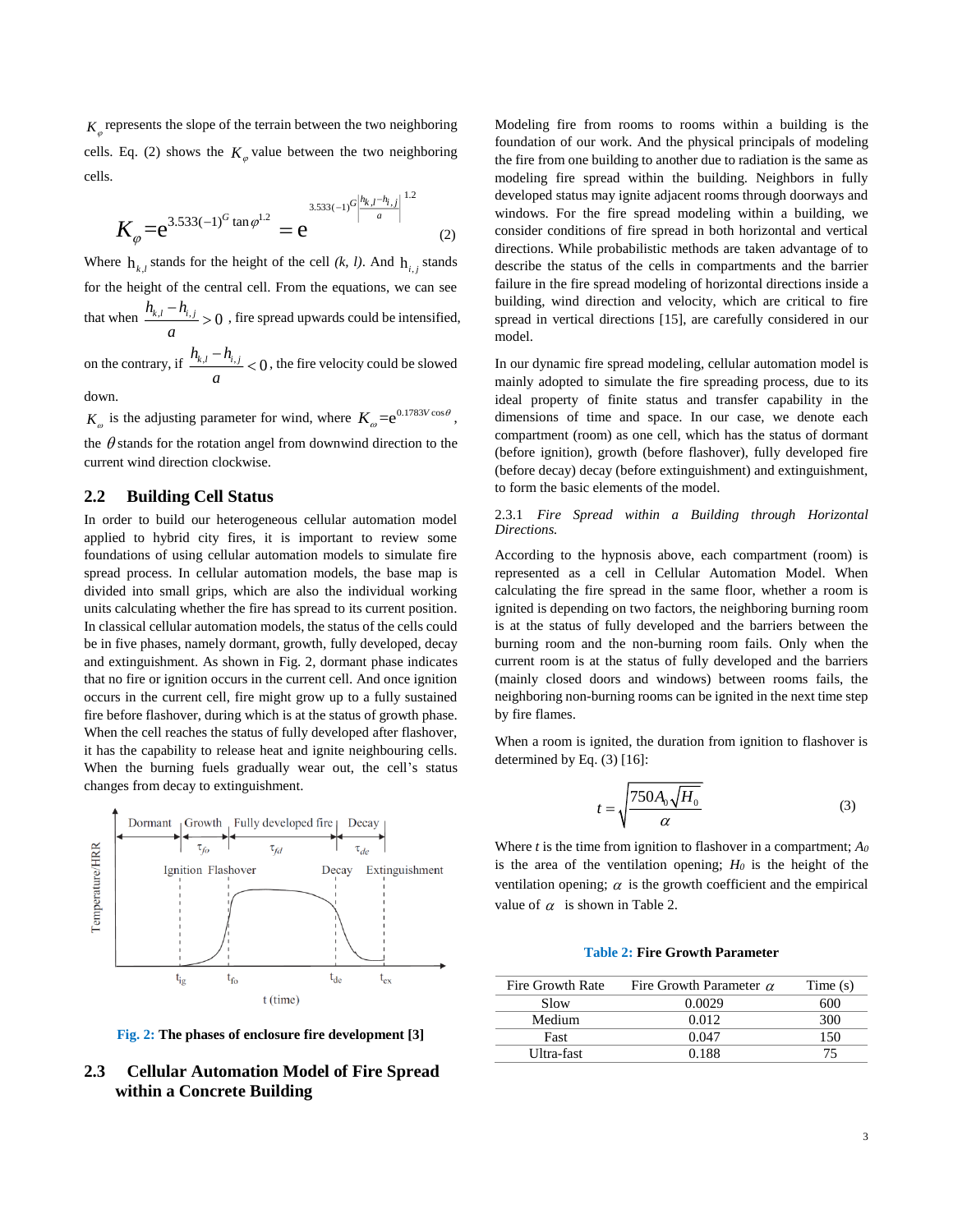$K_{\varphi}$ represents the slope of the terrain between the two neighboring cells. Eq. (2) shows the $K_{\varphi}$ value between the two neighboring cells.

$$K_{\varphi} = e^{3.533(-1)^{G}\tan\varphi^{1.2}} = e^{3.533(-1)^{G}\left|\frac{h_{k,l}-h_{i,j}}{a}\right|^{1.2}} \quad (2)$$

Where $h_{k,l}$ stands for the height of the cell *(k, l)*. And $h_{i,j}$ stands for the height of the central cell. From the equations, we can see that when $\frac{h_{k,l}-h_{i,j}}{a} > 0$, fire spread upwards could be intensified, on the contrary, if $\frac{h_{k,l}-h_{i,j}}{a} < 0$, the fire velocity could be slowed down.

$K_{\omega}$ is the adjusting parameter for wind, where $K_{\omega} = e^{0.1783V\cos\theta}$, the $\theta$ stands for the rotation angel from downwind direction to the current wind direction clockwise.

## 2.2 Building Cell Status

In order to build our heterogeneous cellular automation model applied to hybrid city fires, it is important to review some foundations of using cellular automation models to simulate fire spread process. In cellular automation models, the base map is divided into small grips, which are also the individual working units calculating whether the fire has spread to its current position. In classical cellular automation models, the status of the cells could be in five phases, namely dormant, growth, fully developed, decay and extinguishment. As shown in Fig. 2, dormant phase indicates that no fire or ignition occurs in the current cell. And once ignition occurs in the current cell, fire might grow up to a fully sustained fire before flashover, during which is at the status of growth phase. When the cell reaches the status of fully developed after flashover, it has the capability to release heat and ignite neighbouring cells. When the burning fuels gradually wear out, the cell's status changes from decay to extinguishment.

Dormant
Growth
Fully developed fire
Decay
$\tau_{fo}$
$\tau_{fd}$
$\tau_{de}$
Ignition
Flashover
Decay
Extinguishment
Temperature/HRR
$t_{ig}$
$t_{fo}$
$t_{de}$
$t_{ex}$
t (time)

**Fig. 2: The phases of enclosure fire development [3]**

## 2.3 Cellular Automation Model of Fire Spread within a Concrete Building

Modeling fire from rooms to rooms within a building is the foundation of our work. And the physical principals of modeling the fire from one building to another due to radiation is the same as modeling fire spread within the building. Neighbors in fully developed status may ignite adjacent rooms through doorways and windows. For the fire spread modeling within a building, we consider conditions of fire spread in both horizontal and vertical directions. While probabilistic methods are taken advantage of to describe the status of the cells in compartments and the barrier failure in the fire spread modeling of horizontal directions inside a building, wind direction and velocity, which are critical to fire spread in vertical directions [15], are carefully considered in our model.

In our dynamic fire spread modeling, cellular automation model is mainly adopted to simulate the fire spreading process, due to its ideal property of finite status and transfer capability in the dimensions of time and space. In our case, we denote each compartment (room) as one cell, which has the status of dormant (before ignition), growth (before flashover), fully developed fire (before decay) decay (before extinguishment) and extinguishment, to form the basic elements of the model.

### 2.3.1 *Fire Spread within a Building through Horizontal Directions.*

According to the hypnosis above, each compartment (room) is represented as a cell in Cellular Automation Model. When calculating the fire spread in the same floor, whether a room is ignited is depending on two factors, the neighboring burning room is at the status of fully developed and the barriers between the burning room and the non-burning room fails. Only when the current room is at the status of fully developed and the barriers (mainly closed doors and windows) between rooms fails, the neighboring non-burning rooms can be ignited in the next time step by fire flames.

When a room is ignited, the duration from ignition to flashover is determined by Eq. (3) [16]:

$$t = \sqrt{\frac{750A_0\sqrt{H_0}}{\alpha}} \quad (3)$$

Where $t$ is the time from ignition to flashover in a compartment; $A_0$ is the area of the ventilation opening; $H_0$ is the height of the ventilation opening; $\alpha$ is the growth coefficient and the empirical value of $\alpha$ is shown in Table 2.

**Table 2: Fire Growth Parameter**

| Fire Growth Rate | Fire Growth Parameter $\alpha$ | Time (s) |
|---|---|---|
| Slow | 0.0029 | 600 |
| Medium | 0.012 | 300 |
| Fast | 0.047 | 150 |
| Ultra-fast | 0.188 | 75 |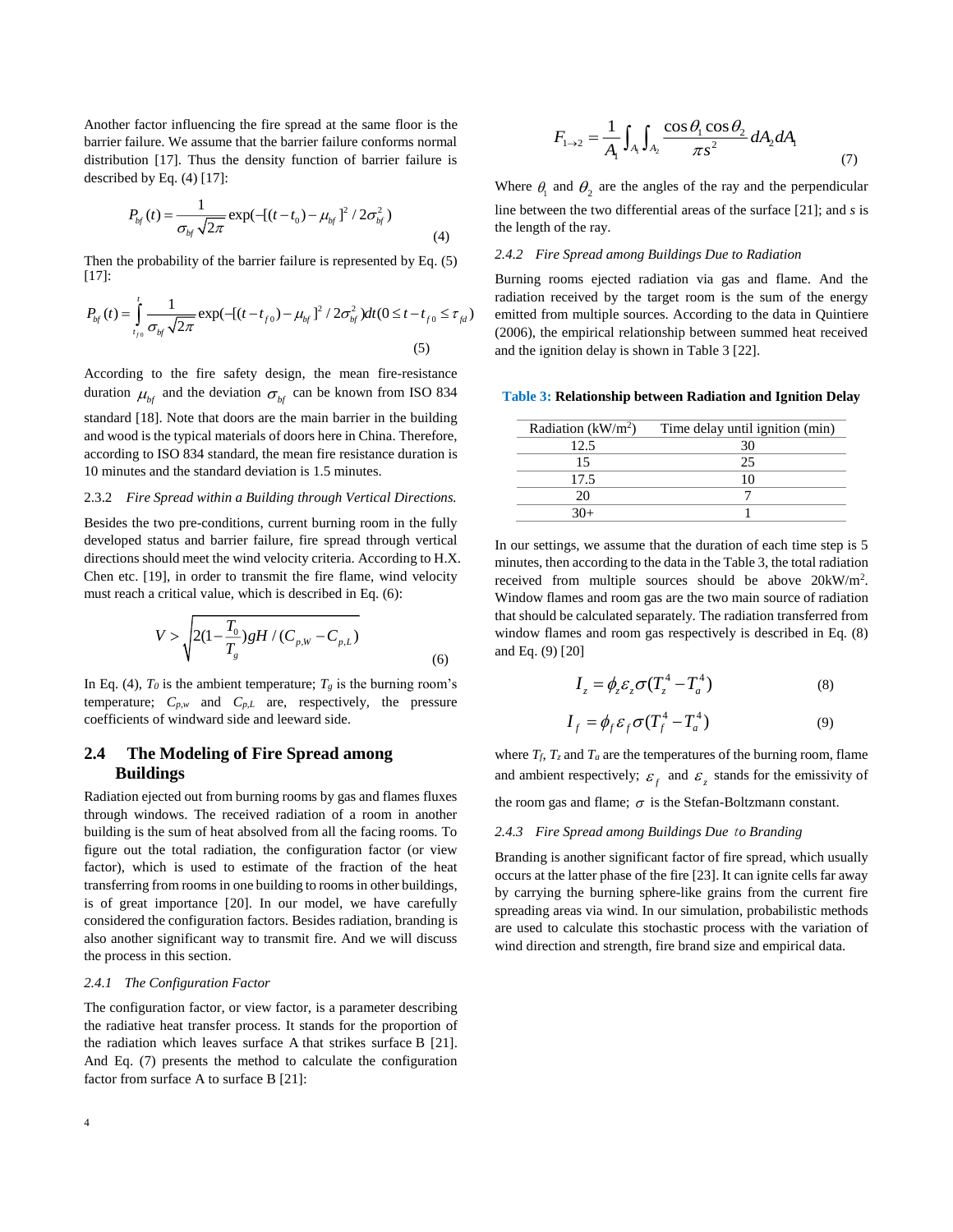Another factor influencing the fire spread at the same floor is the barrier failure. We assume that the barrier failure conforms normal distribution [17]. Thus the density function of barrier failure is described by Eq. (4) [17]:

$$P_{bf}(t) = \frac{1}{\sigma_{bf}\sqrt{2\pi}} \exp(-[(t-t_0)-\mu_{bf}]^2 / 2\sigma_{bf}^2) \tag{4}$$

Then the probability of the barrier failure is represented by Eq. (5) [17]:

$$P_{bf}(t) = \int_{t_{f0}}^{t} \frac{1}{\sigma_{bf}\sqrt{2\pi}} \exp(-[(t-t_{f0})-\mu_{bf}]^2 / 2\sigma_{bf}^2) dt (0 \le t - t_{f0} \le \tau_{fd}) \tag{5}$$

According to the fire safety design, the mean fire-resistance duration $\mu_{bf}$ and the deviation $\sigma_{bf}$ can be known from ISO 834 standard [18]. Note that doors are the main barrier in the building and wood is the typical materials of doors here in China. Therefore, according to ISO 834 standard, the mean fire resistance duration is 10 minutes and the standard deviation is 1.5 minutes.

### 2.3.2 *Fire Spread within a Building through Vertical Directions.*

Besides the two pre-conditions, current burning room in the fully developed status and barrier failure, fire spread through vertical directions should meet the wind velocity criteria. According to H.X. Chen etc. [19], in order to transmit the fire flame, wind velocity must reach a critical value, which is described in Eq. (6):

$$V > \sqrt{2(1-\frac{T_0}{T_g})gH / (C_{p,W} - C_{p,L})} \tag{6}$$

In Eq. (4), $T_0$ is the ambient temperature; $T_g$ is the burning room's temperature; $C_{p,w}$ and $C_{p,L}$ are, respectively, the pressure coefficients of windward side and leeward side.

## 2.4 The Modeling of Fire Spread among Buildings

Radiation ejected out from burning rooms by gas and flames fluxes through windows. The received radiation of a room in another building is the sum of heat absolved from all the facing rooms. To figure out the total radiation, the configuration factor (or view factor), which is used to estimate of the fraction of the heat transferring from rooms in one building to rooms in other buildings, is of great importance [20]. In our model, we have carefully considered the configuration factors. Besides radiation, branding is also another significant way to transmit fire. And we will discuss the process in this section.

### 2.4.1 *The Configuration Factor*

The configuration factor, or view factor, is a parameter describing the radiative heat transfer process. It stands for the proportion of the radiation which leaves surface A that strikes surface B [21]. And Eq. (7) presents the method to calculate the configuration factor from surface A to surface B [21]:

$$F_{1\to 2} = \frac{1}{A_1} \int_{A_1} \int_{A_2} \frac{\cos\theta_1 \cos\theta_2}{\pi s^2} dA_2 dA_1 \tag{7}$$

Where $\theta_1$ and $\theta_2$ are the angles of the ray and the perpendicular line between the two differential areas of the surface [21]; and *s* is the length of the ray.

### 2.4.2 *Fire Spread among Buildings Due to Radiation*

Burning rooms ejected radiation via gas and flame. And the radiation received by the target room is the sum of the energy emitted from multiple sources. According to the data in Quintiere (2006), the empirical relationship between summed heat received and the ignition delay is shown in Table 3 [22].

**Table 3: Relationship between Radiation and Ignition Delay**

| Radiation (kW/m²) | Time delay until ignition (min) |
|---|---|
| 12.5 | 30 |
| 15 | 25 |
| 17.5 | 10 |
| 20 | 7 |
| 30+ | 1 |

In our settings, we assume that the duration of each time step is 5 minutes, then according to the data in the Table 3, the total radiation received from multiple sources should be above 20kW/m². Window flames and room gas are the two main source of radiation that should be calculated separately. The radiation transferred from window flames and room gas respectively is described in Eq. (8) and Eq. (9) [20]

$$I_z = \phi_z \varepsilon_z \sigma (T_z^4 - T_a^4) \tag{8}$$

$$I_f = \phi_f \varepsilon_f \sigma (T_f^4 - T_a^4) \tag{9}$$

where $T_f$, $T_z$ and $T_a$ are the temperatures of the burning room, flame and ambient respectively; $\varepsilon_f$ and $\varepsilon_z$ stands for the emissivity of the room gas and flame; $\sigma$ is the Stefan-Boltzmann constant.

### 2.4.3 *Fire Spread among Buildings Due to Branding*

Branding is another significant factor of fire spread, which usually occurs at the latter phase of the fire [23]. It can ignite cells far away by carrying the burning sphere-like grains from the current fire spreading areas via wind. In our simulation, probabilistic methods are used to calculate this stochastic process with the variation of wind direction and strength, fire brand size and empirical data.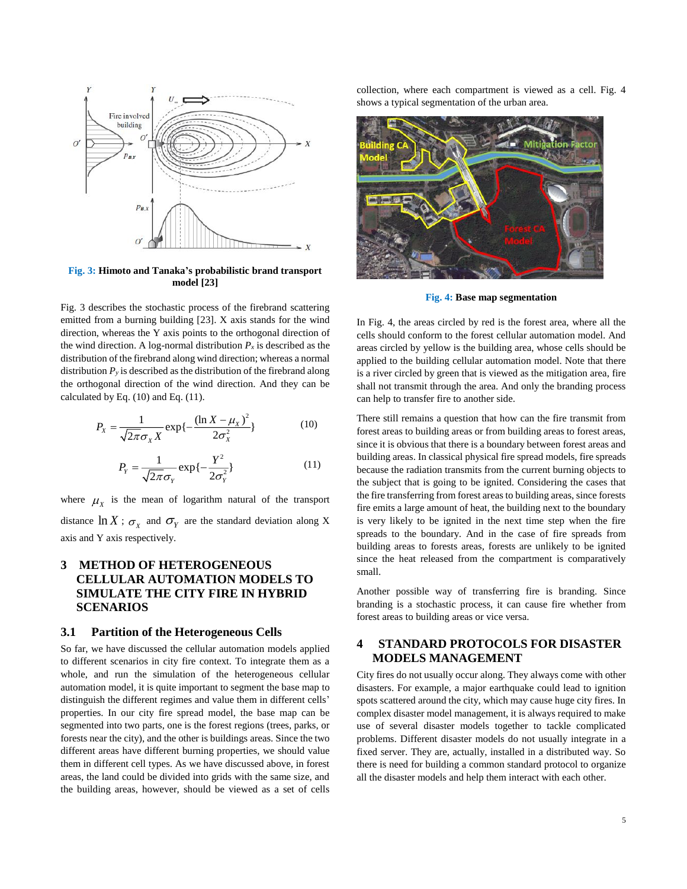Fig. 3: **Himoto and Tanaka's probabilistic brand transport model [23]**

Fig. 3 describes the stochastic process of the firebrand scattering emitted from a burning building [23]. X axis stands for the wind direction, whereas the Y axis points to the orthogonal direction of the wind direction. A log-normal distribution $P_x$ is described as the distribution of the firebrand along wind direction; whereas a normal distribution $P_y$ is described as the distribution of the firebrand along the orthogonal direction of the wind direction. And they can be calculated by Eq. (10) and Eq. (11).

$$P_X = \frac{1}{\sqrt{2\pi}\sigma_X X}\exp\{-\frac{(\ln X - \mu_X)^2}{2\sigma_X^2}\} \quad (10)$$

$$P_Y = \frac{1}{\sqrt{2\pi}\sigma_Y}\exp\{-\frac{Y^2}{2\sigma_Y^2}\} \quad (11)$$

where $\mu_X$ is the mean of logarithm natural of the transport distance $\ln X$ ; $\sigma_X$ and $\sigma_Y$ are the standard deviation along X axis and Y axis respectively.

# 3 METHOD OF HETEROGENEOUS CELLULAR AUTOMATION MODELS TO SIMULATE THE CITY FIRE IN HYBRID SCENARIOS

## 3.1 Partition of the Heterogeneous Cells

So far, we have discussed the cellular automation models applied to different scenarios in city fire context. To integrate them as a whole, and run the simulation of the heterogeneous cellular automation model, it is quite important to segment the base map to distinguish the different regimes and value them in different cells' properties. In our city fire spread model, the base map can be segmented into two parts, one is the forest regions (trees, parks, or forests near the city), and the other is buildings areas. Since the two different areas have different burning properties, we should value them in different cell types. As we have discussed above, in forest areas, the land could be divided into grids with the same size, and the building areas, however, should be viewed as a set of cells collection, where each compartment is viewed as a cell. Fig. 4 shows a typical segmentation of the urban area.

Fig. 4: **Base map segmentation**

In Fig. 4, the areas circled by red is the forest area, where all the cells should conform to the forest cellular automation model. And areas circled by yellow is the building area, whose cells should be applied to the building cellular automation model. Note that there is a river circled by green that is viewed as the mitigation area, fire shall not transmit through the area. And only the branding process can help to transfer fire to another side.

There still remains a question that how can the fire transmit from forest areas to building areas or from building areas to forest areas, since it is obvious that there is a boundary between forest areas and building areas. In classical physical fire spread models, fire spreads because the radiation transmits from the current burning objects to the subject that is going to be ignited. Considering the cases that the fire transferring from forest areas to building areas, since forests fire emits a large amount of heat, the building next to the boundary is very likely to be ignited in the next time step when the fire spreads to the boundary. And in the case of fire spreads from building areas to forests areas, forests are unlikely to be ignited since the heat released from the compartment is comparatively small.

Another possible way of transferring fire is branding. Since branding is a stochastic process, it can cause fire whether from forest areas to building areas or vice versa.

# 4 STANDARD PROTOCOLS FOR DISASTER MODELS MANAGEMENT

City fires do not usually occur along. They always come with other disasters. For example, a major earthquake could lead to ignition spots scattered around the city, which may cause huge city fires. In complex disaster model management, it is always required to make use of several disaster models together to tackle complicated problems. Different disaster models do not usually integrate in a fixed server. They are, actually, installed in a distributed way. So there is need for building a common standard protocol to organize all the disaster models and help them interact with each other.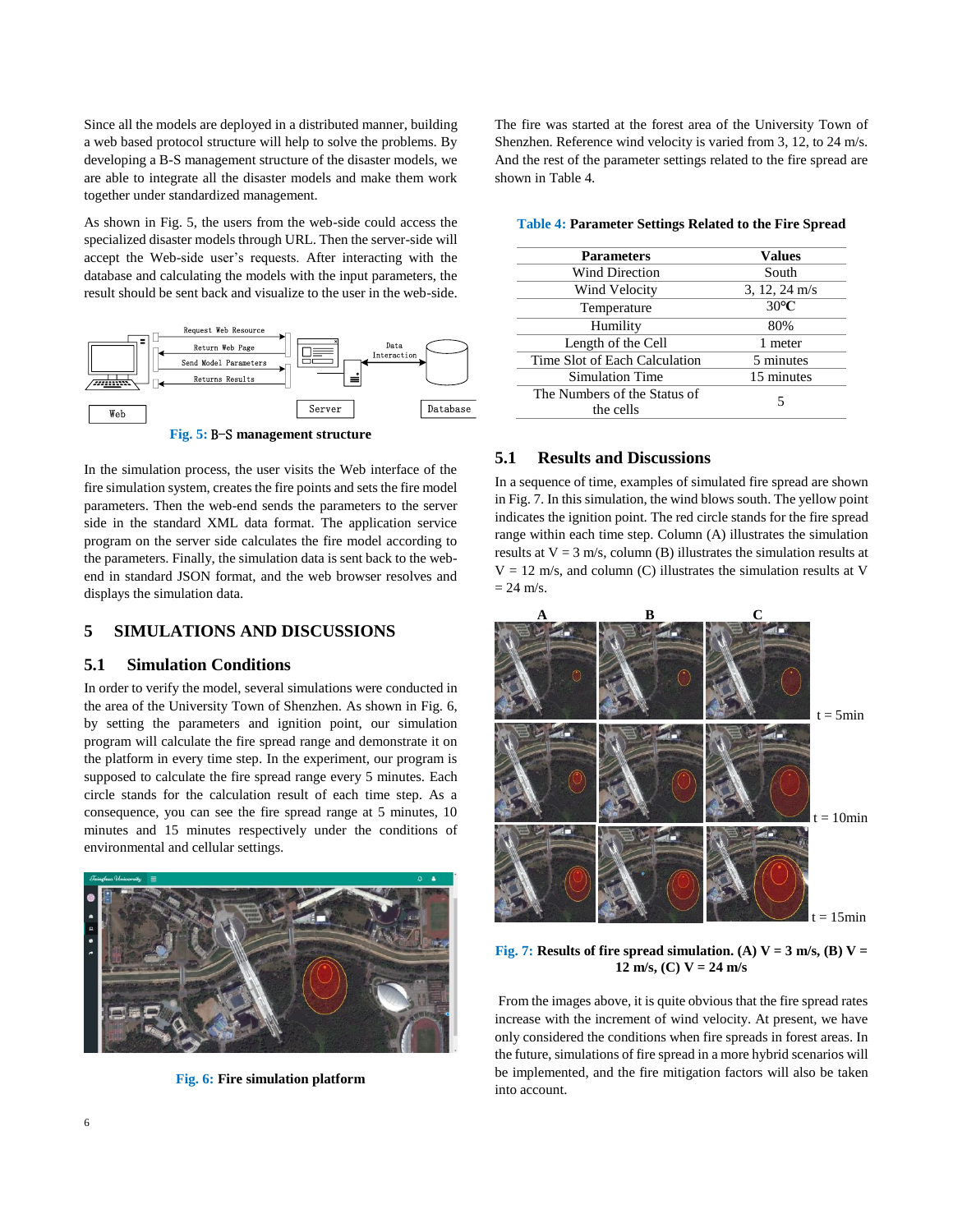Since all the models are deployed in a distributed manner, building a web based protocol structure will help to solve the problems. By developing a B-S management structure of the disaster models, we are able to integrate all the disaster models and make them work together under standardized management.

As shown in Fig. 5, the users from the web-side could access the specialized disaster models through URL. Then the server-side will accept the Web-side user's requests. After interacting with the database and calculating the models with the input parameters, the result should be sent back and visualize to the user in the web-side.

Fig. 5: B-S management structure

In the simulation process, the user visits the Web interface of the fire simulation system, creates the fire points and sets the fire model parameters. Then the web-end sends the parameters to the server side in the standard XML data format. The application service program on the server side calculates the fire model according to the parameters. Finally, the simulation data is sent back to the web-end in standard JSON format, and the web browser resolves and displays the simulation data.

## 5 SIMULATIONS AND DISCUSSIONS

### 5.1 Simulation Conditions

In order to verify the model, several simulations were conducted in the area of the University Town of Shenzhen. As shown in Fig. 6, by setting the parameters and ignition point, our simulation program will calculate the fire spread range and demonstrate it on the platform in every time step. In the experiment, our program is supposed to calculate the fire spread range every 5 minutes. Each circle stands for the calculation result of each time step. As a consequence, you can see the fire spread range at 5 minutes, 10 minutes and 15 minutes respectively under the conditions of environmental and cellular settings.

Fig. 6: Fire simulation platform

The fire was started at the forest area of the University Town of Shenzhen. Reference wind velocity is varied from 3, 12, to 24 m/s. And the rest of the parameter settings related to the fire spread are shown in Table 4.

**Table 4: Parameter Settings Related to the Fire Spread**

| Parameters | Values |
|---|---|
| Wind Direction | South |
| Wind Velocity | 3, 12, 24 m/s |
| Temperature | 30℃ |
| Humility | 80% |
| Length of the Cell | 1 meter |
| Time Slot of Each Calculation | 5 minutes |
| Simulation Time | 15 minutes |
| The Numbers of the Status of the cells | 5 |

### 5.1 Results and Discussions

In a sequence of time, examples of simulated fire spread are shown in Fig. 7. In this simulation, the wind blows south. The yellow point indicates the ignition point. The red circle stands for the fire spread range within each time step. Column (A) illustrates the simulation results at V = 3 m/s, column (B) illustrates the simulation results at V = 12 m/s, and column (C) illustrates the simulation results at V = 24 m/s.

Fig. 7: Results of fire spread simulation. (A) V = 3 m/s, (B) V = 12 m/s, (C) V = 24 m/s

From the images above, it is quite obvious that the fire spread rates increase with the increment of wind velocity. At present, we have only considered the conditions when fire spreads in forest areas. In the future, simulations of fire spread in a more hybrid scenarios will be implemented, and the fire mitigation factors will also be taken into account.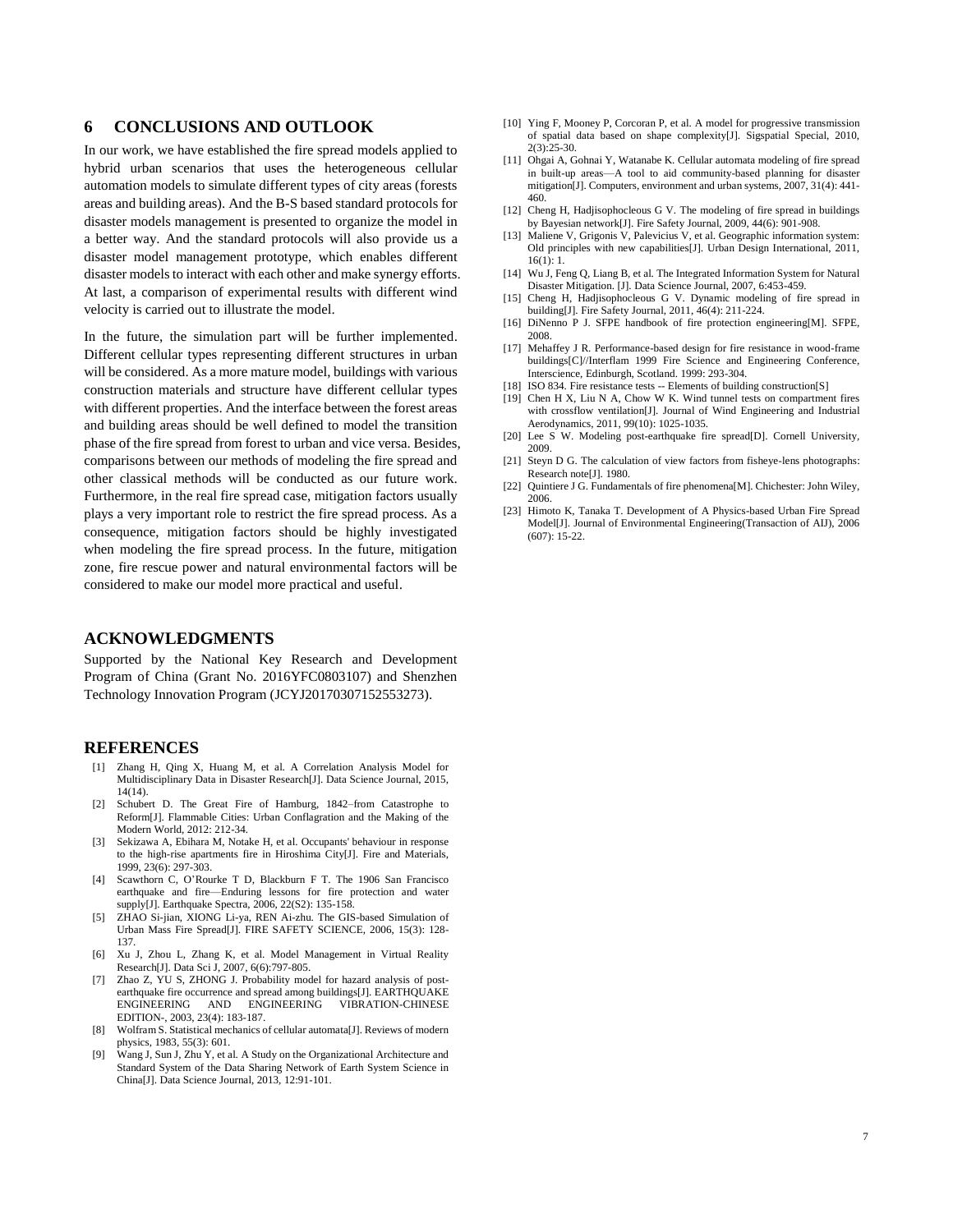## 6 CONCLUSIONS AND OUTLOOK

In our work, we have established the fire spread models applied to hybrid urban scenarios that uses the heterogeneous cellular automation models to simulate different types of city areas (forests areas and building areas). And the B-S based standard protocols for disaster models management is presented to organize the model in a better way. And the standard protocols will also provide us a disaster model management prototype, which enables different disaster models to interact with each other and make synergy efforts. At last, a comparison of experimental results with different wind velocity is carried out to illustrate the model.

In the future, the simulation part will be further implemented. Different cellular types representing different structures in urban will be considered. As a more mature model, buildings with various construction materials and structure have different cellular types with different properties. And the interface between the forest areas and building areas should be well defined to model the transition phase of the fire spread from forest to urban and vice versa. Besides, comparisons between our methods of modeling the fire spread and other classical methods will be conducted as our future work. Furthermore, in the real fire spread case, mitigation factors usually plays a very important role to restrict the fire spread process. As a consequence, mitigation factors should be highly investigated when modeling the fire spread process. In the future, mitigation zone, fire rescue power and natural environmental factors will be considered to make our model more practical and useful.

## ACKNOWLEDGMENTS

Supported by the National Key Research and Development Program of China (Grant No. 2016YFC0803107) and Shenzhen Technology Innovation Program (JCYJ20170307152553273).

## REFERENCES

[1] Zhang H, Qing X, Huang M, et al. A Correlation Analysis Model for Multidisciplinary Data in Disaster Research[J]. Data Science Journal, 2015, 14(14).

[2] Schubert D. The Great Fire of Hamburg, 1842–from Catastrophe to Reform[J]. Flammable Cities: Urban Conflagration and the Making of the Modern World, 2012: 212-34.

[3] Sekizawa A, Ebihara M, Notake H, et al. Occupants' behaviour in response to the high-rise apartments fire in Hiroshima City[J]. Fire and Materials, 1999, 23(6): 297-303.

[4] Scawthorn C, O'Rourke T D, Blackburn F T. The 1906 San Francisco earthquake and fire—Enduring lessons for fire protection and water supply[J]. Earthquake Spectra, 2006, 22(S2): 135-158.

[5] ZHAO Si-jian, XIONG Li-ya, REN Ai-zhu. The GIS-based Simulation of Urban Mass Fire Spread[J]. FIRE SAFETY SCIENCE, 2006, 15(3): 128-137.

[6] Xu J, Zhou L, Zhang K, et al. Model Management in Virtual Reality Research[J]. Data Sci J, 2007, 6(6):797-805.

[7] Zhao Z, YU S, ZHONG J. Probability model for hazard analysis of post-earthquake fire occurrence and spread among buildings[J]. EARTHQUAKE ENGINEERING AND ENGINEERING VIBRATION-CHINESE EDITION-, 2003, 23(4): 183-187.

[8] Wolfram S. Statistical mechanics of cellular automata[J]. Reviews of modern physics, 1983, 55(3): 601.

[9] Wang J, Sun J, Zhu Y, et al. A Study on the Organizational Architecture and Standard System of the Data Sharing Network of Earth System Science in China[J]. Data Science Journal, 2013, 12:91-101.

[10] Ying F, Mooney P, Corcoran P, et al. A model for progressive transmission of spatial data based on shape complexity[J]. Sigspatial Special, 2010, 2(3):25-30.

[11] Ohgai A, Gohnai Y, Watanabe K. Cellular automata modeling of fire spread in built-up areas—A tool to aid community-based planning for disaster mitigation[J]. Computers, environment and urban systems, 2007, 31(4): 441-460.

[12] Cheng H, Hadjisophocleous G V. The modeling of fire spread in buildings by Bayesian network[J]. Fire Safety Journal, 2009, 44(6): 901-908.

[13] Maliene V, Grigonis V, Palevicius V, et al. Geographic information system: Old principles with new capabilities[J]. Urban Design International, 2011, 16(1): 1.

[14] Wu J, Feng Q, Liang B, et al. The Integrated Information System for Natural Disaster Mitigation. [J]. Data Science Journal, 2007, 6:453-459.

[15] Cheng H, Hadjisophocleous G V. Dynamic modeling of fire spread in building[J]. Fire Safety Journal, 2011, 46(4): 211-224.

[16] DiNenno P J. SFPE handbook of fire protection engineering[M]. SFPE, 2008.

[17] Mehaffey J R. Performance-based design for fire resistance in wood-frame buildings[C]//Interflam 1999 Fire Science and Engineering Conference, Interscience, Edinburgh, Scotland. 1999: 293-304.

[18] ISO 834. Fire resistance tests -- Elements of building construction[S]

[19] Chen H X, Liu N A, Chow W K. Wind tunnel tests on compartment fires with crossflow ventilation[J]. Journal of Wind Engineering and Industrial Aerodynamics, 2011, 99(10): 1025-1035.

[20] Lee S W. Modeling post-earthquake fire spread[D]. Cornell University, 2009.

[21] Steyn D G. The calculation of view factors from fisheye-lens photographs: Research note[J]. 1980.

[22] Quintiere J G. Fundamentals of fire phenomena[M]. Chichester: John Wiley, 2006.

[23] Himoto K, Tanaka T. Development of A Physics-based Urban Fire Spread Model[J]. Journal of Environmental Engineering(Transaction of AIJ), 2006 (607): 15-22.